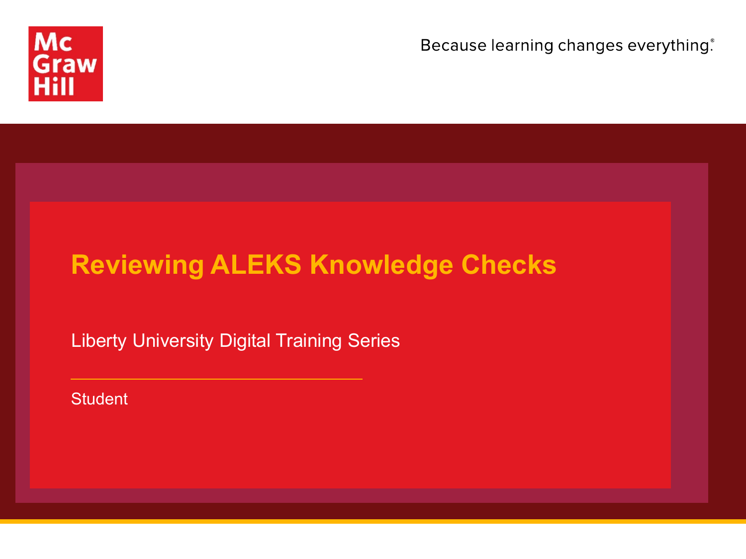Mc Graw Hill

Because learning changes everything.®

# Reviewing ALEKS Knowledge Checks

Liberty University Digital Training Series

Student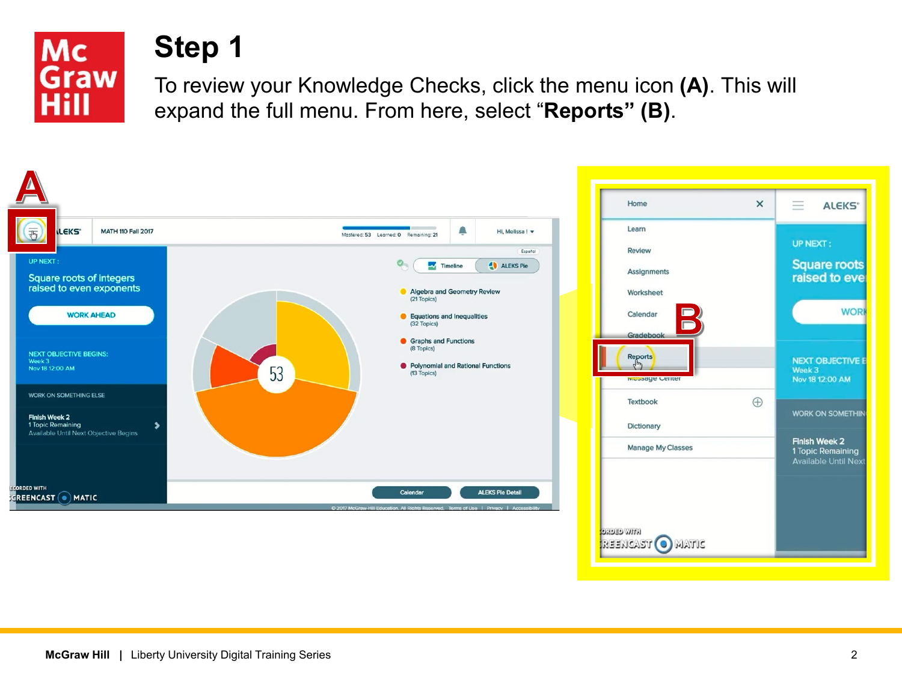# Step 1

To review your Knowledge Checks, click the menu icon **(A)**. This will expand the full menu. From here, select “**Reports” (B)**.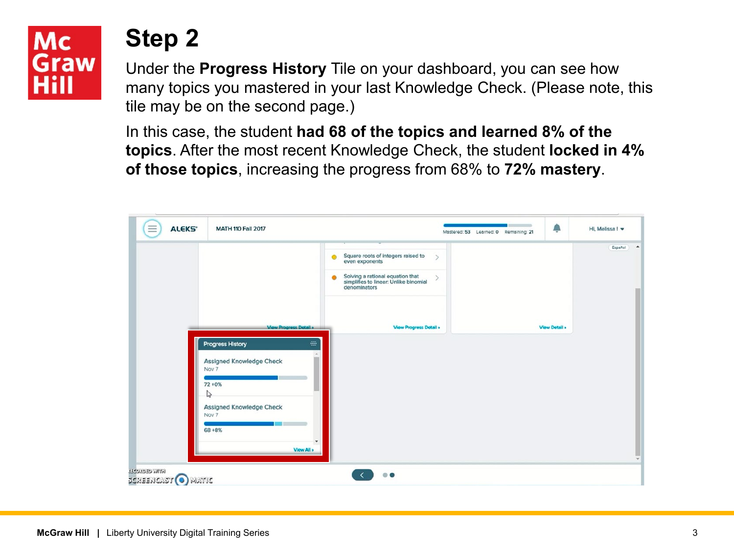# Step 2

Under the **Progress History** Tile on your dashboard, you can see how many topics you mastered in your last Knowledge Check. (Please note, this tile may be on the second page.)

In this case, the student **had 68 of the topics and learned 8% of the topics**. After the most recent Knowledge Check, the student **locked in 4% of those topics**, increasing the progress from 68% to **72% mastery**.

McGraw Hill | Liberty University Digital Training Series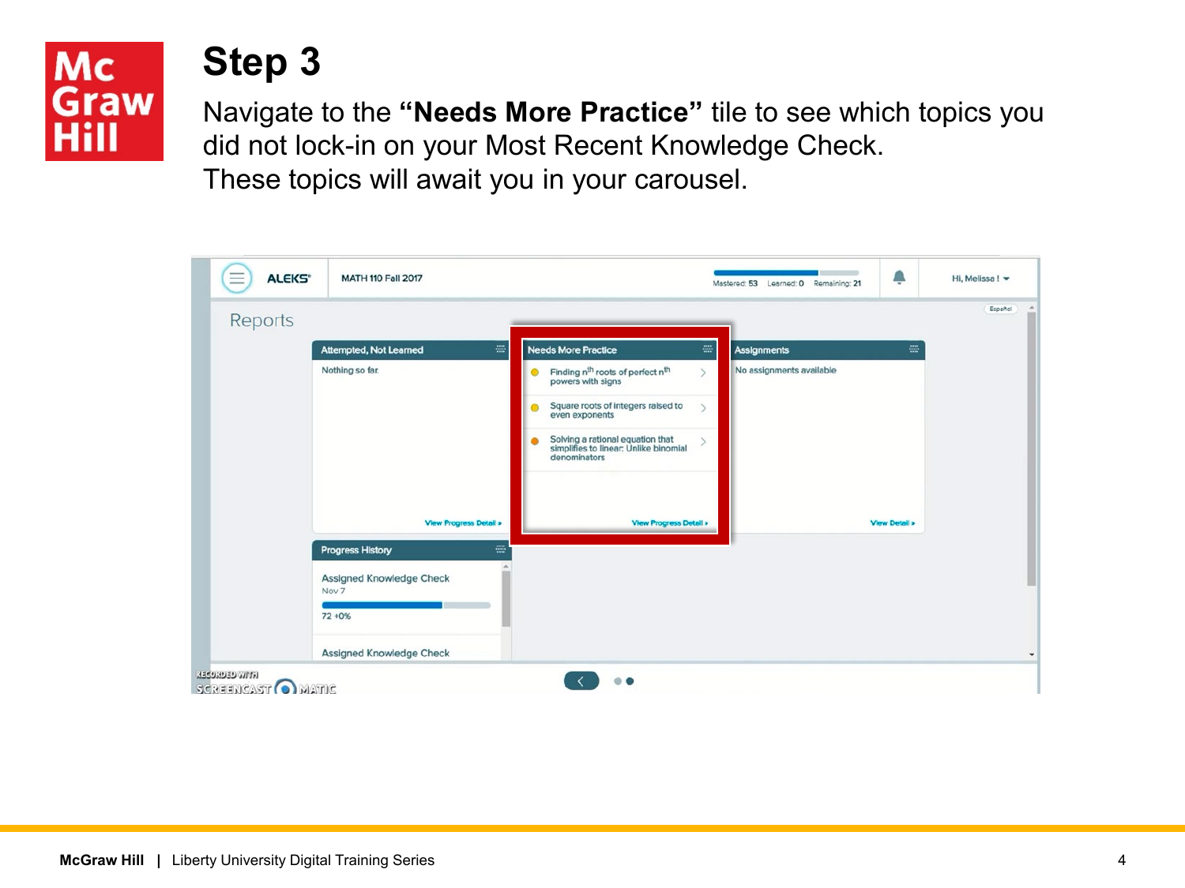# Step 3

Navigate to the **“Needs More Practice”** tile to see which topics you did not lock-in on your Most Recent Knowledge Check.
These topics will await you in your carousel.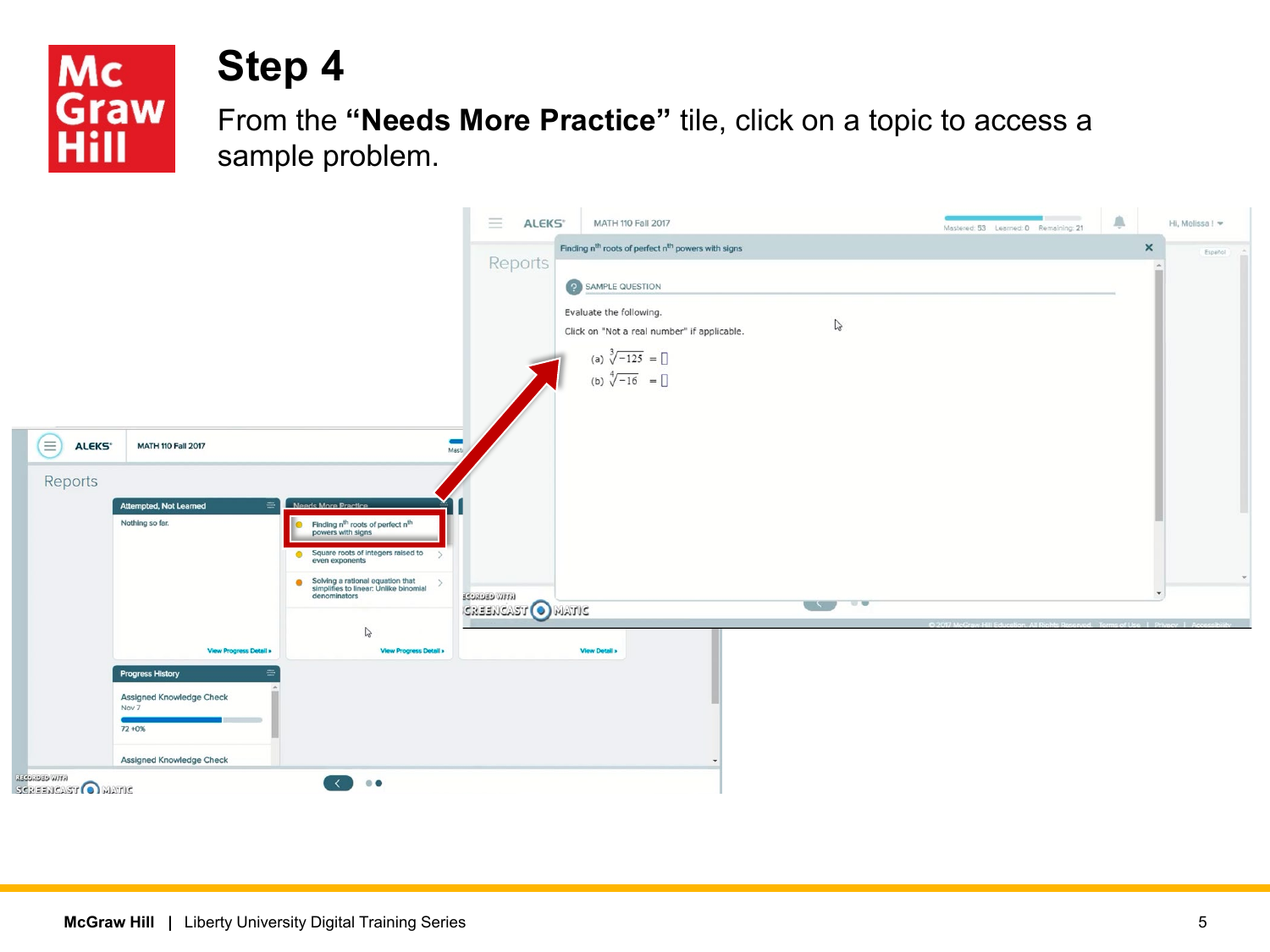# Step 4

From the **“Needs More Practice”** tile, click on a topic to access a sample problem.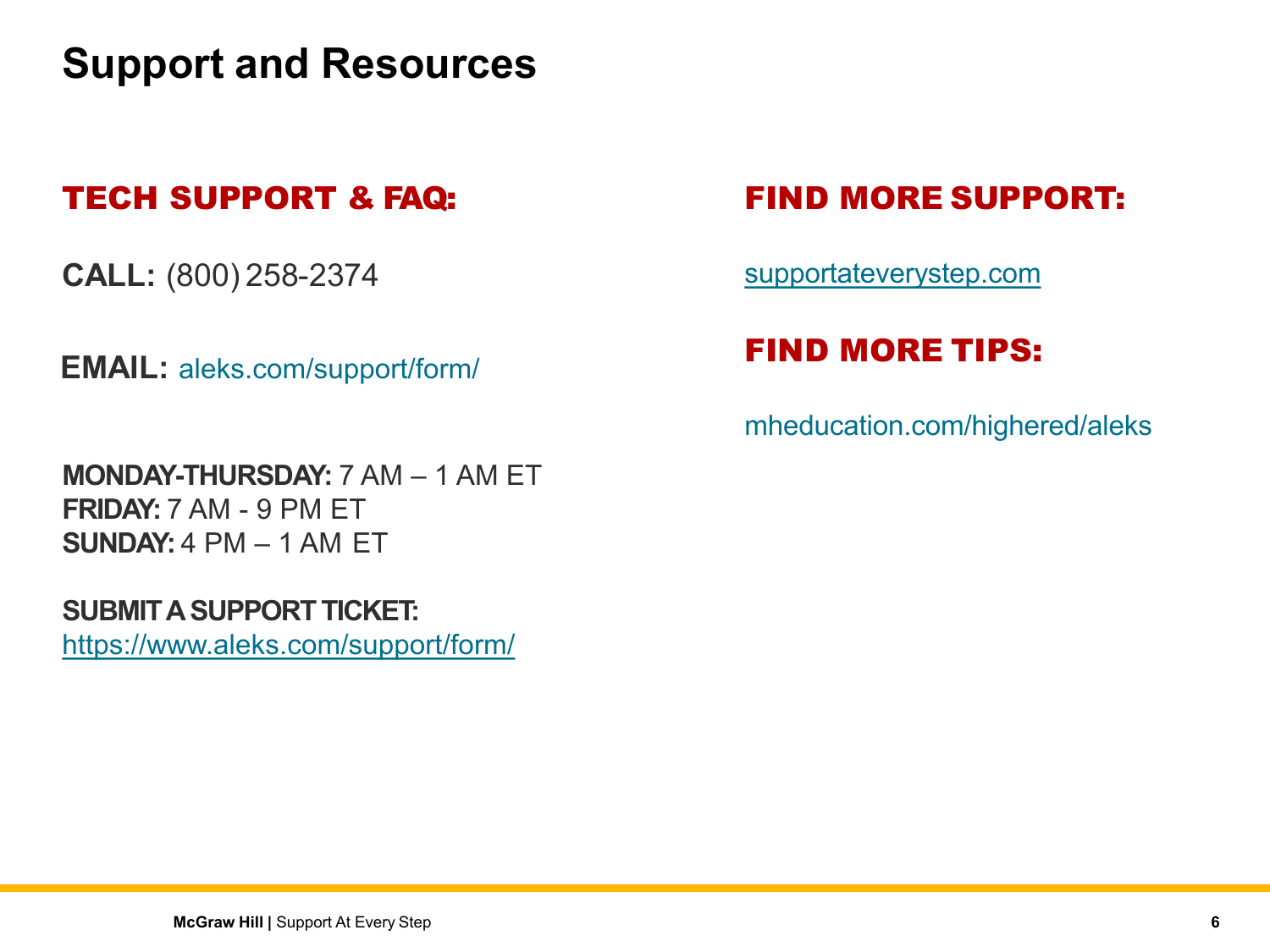# Support and Resources

## TECH SUPPORT & FAQ:

**CALL:** (800) 258-2374

**EMAIL:** aleks.com/support/form/

**MONDAY-THURSDAY:** 7 AM – 1 AM ET
**FRIDAY:** 7 AM - 9 PM ET
**SUNDAY:** 4 PM – 1 AM ET

**SUBMIT A SUPPORT TICKET:**
https://www.aleks.com/support/form/

## FIND MORE SUPPORT:

supportateverystep.com

## FIND MORE TIPS:

mheducation.com/highered/aleks